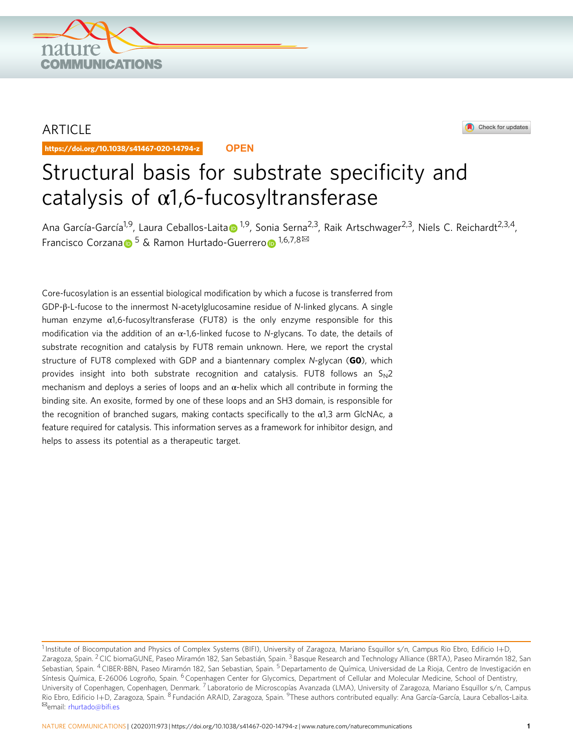ARTICLE

https://doi.org/10.1038/s41467-020-14794-z

OPEN

# Structural basis for substrate specificity and catalysis of α1,6-fucosyltransferase

Ana García-García[1,9], Laura Ceballos-Laita[1,9], Sonia Serna[2,3], Raik Artschwager[2,3], Niels C. Reichardt[2,3,4], Francisco Corzana[5] & Ramon Hurtado-Guerrero[1,6,7,8✉]

Core-fucosylation is an essential biological modification by which a fucose is transferred from GDP-β-L-fucose to the innermost N-acetylglucosamine residue of *N*-linked glycans. A single human enzyme α1,6-fucosyltransferase (FUT8) is the only enzyme responsible for this modification via the addition of an α-1,6-linked fucose to *N*-glycans. To date, the details of substrate recognition and catalysis by FUT8 remain unknown. Here, we report the crystal structure of FUT8 complexed with GDP and a biantennary complex *N*-glycan (**G0**), which provides insight into both substrate recognition and catalysis. FUT8 follows an $S_N2$ mechanism and deploys a series of loops and an α-helix which all contribute in forming the binding site. An exosite, formed by one of these loops and an SH3 domain, is responsible for the recognition of branched sugars, making contacts specifically to the α1,3 arm GlcNAc, a feature required for catalysis. This information serves as a framework for inhibitor design, and helps to assess its potential as a therapeutic target.

[1] Institute of Biocomputation and Physics of Complex Systems (BIFI), University of Zaragoza, Mariano Esquillor s/n, Campus Rio Ebro, Edificio I+D, Zaragoza, Spain. [2] CIC biomaGUNE, Paseo Miramón 182, San Sebastián, Spain. [3] Basque Research and Technology Alliance (BRTA), Paseo Miramón 182, San Sebastian, Spain. [4] CIBER-BBN, Paseo Miramón 182, San Sebastian, Spain. [5] Departamento de Química, Universidad de La Rioja, Centro de Investigación en Síntesis Química, E-26006 Logroño, Spain. [6] Copenhagen Center for Glycomics, Department of Cellular and Molecular Medicine, School of Dentistry, University of Copenhagen, Copenhagen, Denmark. [7] Laboratorio de Microscopías Avanzada (LMA), University of Zaragoza, Mariano Esquillor s/n, Campus Rio Ebro, Edificio I+D, Zaragoza, Spain. [8] Fundación ARAID, Zaragoza, Spain. [9] These authors contributed equally: Ana García-García, Laura Ceballos-Laita. ✉email: rhurtado@bifi.es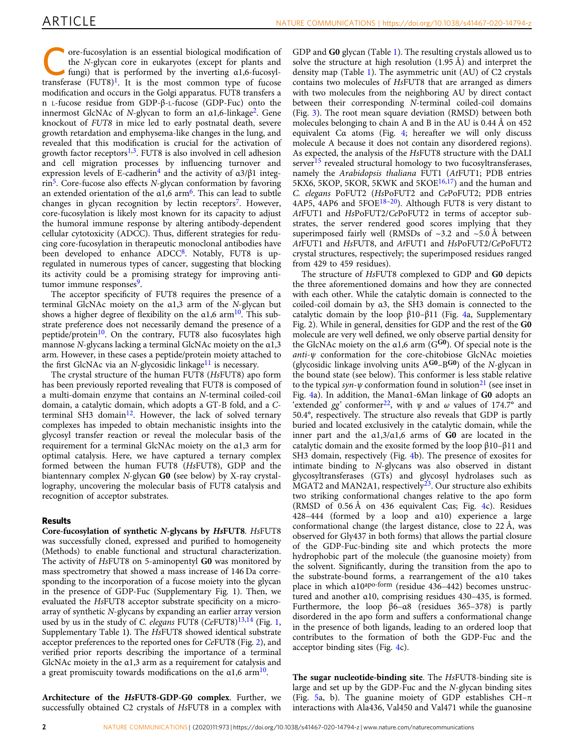Core-fucosylation is an essential biological modification of the *N*-glycan core in eukaryotes (except for plants and fungi) that is performed by the inverting α1,6-fucosyltransferase (FUT8)[1]. It is the most common type of fucose modification and occurs in the Golgi apparatus. FUT8 transfers a L-fucose residue from GDP-β-L-fucose (GDP-Fuc) onto the innermost GlcNAc of *N*-glycan to form an α1,6-linkage[2]. Gene knockout of *FUT8* in mice led to early postnatal death, severe growth retardation and emphysema-like changes in the lung, and revealed that this modification is crucial for the activation of growth factor receptors[1,3]. FUT8 is also involved in cell adhesion and cell migration processes by influencing turnover and expression levels of E-cadherin[4] and the activity of α3/β1 integrin[5]. Core-fucose also effects *N*-glycan conformation by favoring an extended orientation of the α1,6 arm[6]. This can lead to subtle changes in glycan recognition by lectin receptors[7]. However, core-fucosylation is likely most known for its capacity to adjust the humoral immune response by altering antibody-dependent cellular cytotoxicity (ADCC). Thus, different strategies for reducing core-fucosylation in therapeutic monoclonal antibodies have been developed to enhance ADCC[8]. Notably, FUT8 is up-regulated in numerous types of cancer, suggesting that blocking its activity could be a promising strategy for improving anti-tumor immune responses[9].

The acceptor specificity of FUT8 requires the presence of a terminal GlcNAc moiety on the α1,3 arm of the *N*-glycan but shows a higher degree of flexibility on the α1,6 arm[10]. This substrate preference does not necessarily demand the presence of a peptide/protein[10]. On the contrary, FUT8 also fucosylates high mannose *N*-glycans lacking a terminal GlcNAc moiety on the α1,3 arm. However, in these cases a peptide/protein moiety attached to the first GlcNAc via an *N*-glycosidic linkage[11] is necessary.

The crystal structure of the human FUT8 (*Hs*FUT8) apo form has been previously reported revealing that FUT8 is composed of a multi-domain enzyme that contains an *N*-terminal coiled-coil domain, a catalytic domain, which adopts a GT-B fold, and a *C*-terminal SH3 domain[12]. However, the lack of solved ternary complexes has impeded to obtain mechanistic insights into the glycosyl transfer reaction or reveal the molecular basis of the requirement for a terminal GlcNAc moiety on the α1,3 arm for optimal catalysis. Here, we have captured a ternary complex formed between the human FUT8 (*Hs*FUT8), GDP and the biantennary complex *N*-glycan **G0** (see below) by X-ray crystallography, uncovering the molecular basis of FUT8 catalysis and recognition of acceptor substrates.

## Results

**Core-fucosylation of synthetic *N*-glycans by *Hs*FUT8**. *Hs*FUT8 was successfully cloned, expressed and purified to homogeneity (Methods) to enable functional and structural characterization. The activity of *Hs*FUT8 on 5-aminopentyl **G0** was monitored by mass spectrometry that showed a mass increase of 146 Da corresponding to the incorporation of a fucose moiety into the glycan in the presence of GDP-Fuc (Supplementary Fig. 1). Then, we evaluated the *Hs*FUT8 acceptor substrate specificity on a microarray of synthetic *N*-glycans by expanding an earlier array version used by us in the study of *C. elegans* FUT8 (*Ce*FUT8)[13,14] (Fig. 1, Supplementary Table 1). The *Hs*FUT8 showed identical substrate acceptor preferences to the reported ones for *Ce*FUT8 (Fig. 2), and verified prior reports describing the importance of a terminal GlcNAc moiety in the α1,3 arm as a requirement for catalysis and a great promiscuity towards modifications on the α1,6 arm[10].

**Architecture of the *Hs*FUT8-GDP-G0 complex**. Further, we successfully obtained C2 crystals of *Hs*FUT8 in a complex with GDP and **G0** glycan (Table 1). The resulting crystals allowed us to solve the structure at high resolution (1.95 Å) and interpret the density map (Table 1). The asymmetric unit (AU) of C2 crystals contains two molecules of *Hs*FUT8 that are arranged as dimers with two molecules from the neighboring AU by direct contact between their corresponding *N*-terminal coiled-coil domains (Fig. 3). The root mean square deviation (RMSD) between both molecules belonging to chain A and B in the AU is 0.44 Å on 452 equivalent Cα atoms (Fig. 4; hereafter we will only discuss molecule A because it does not contain any disordered regions). As expected, the analysis of the *Hs*FUT8 structure with the DALI server[15] revealed structural homology to two fucosyltransferases, namely the *Arabidopsis thaliana* FUT1 (*At*FUT1; PDB entries 5KX6, 5KOP, 5KOR, 5KWK and 5KOE[16,17]) and the human and *C. elegans* PoFUT2 (*Hs*PoFUT2 and *Ce*PoFUT2; PDB entries 4AP5, 4AP6 and 5FOE[18–20]). Although FUT8 is very distant to *At*FUT1 and *Hs*PoFUT2/*Ce*PoFUT2 in terms of acceptor substrates, the server rendered good scores implying that they superimposed fairly well (RMSDs of ~3.2 and ~5.0 Å between *At*FUT1 and *Hs*FUT8, and *At*FUT1 and *Hs*PoFUT2/*Ce*PoFUT2 crystal structures, respectively; the superimposed residues ranged from 429 to 459 residues).

The structure of *Hs*FUT8 complexed to GDP and **G0** depicts the three aforementioned domains and how they are connected with each other. While the catalytic domain is connected to the coiled-coil domain by α3, the SH3 domain is connected to the catalytic domain by the loop β10–β11 (Fig. 4a, Supplementary Fig. 2). While in general, densities for GDP and the rest of the **G0** molecule are very well defined, we only observe partial density for the GlcNAc moiety on the α1,6 arm ($G^{G0}$). Of special note is the *anti-ψ* conformation for the core-chitobiose GlcNAc moieties (glycosidic linkage involving units $A^{G0}$–$B^{G0}$) of the *N*-glycan in the bound state (see below). This conformer is less stable relative to the typical *syn-ψ* conformation found in solution[21] (see inset in Fig. 4a). In addition, the Manα1-6Man linkage of **G0** adopts an 'extended *gg*' conformer[22], with *ψ* and *ω* values of 174.7° and 50.4°, respectively. The structure also reveals that GDP is partly buried and located exclusively in the catalytic domain, while the inner part and the α1,3/α1,6 arms of **G0** are located in the catalytic domain and the exosite formed by the loop β10–β11 and SH3 domain, respectively (Fig. 4b). The presence of exosites for intimate binding to *N*-glycans was also observed in distant glycosyltransferases (GTs) and glycosyl hydrolases such as MGAT2 and MAN2A1, respectively[23]. Our structure also exhibits two striking conformational changes relative to the apo form (RMSD of 0.56 Å on 436 equivalent Cαs; Fig. 4c). Residues 428–444 (formed by a loop and α10) experience a large conformational change (the largest distance, close to 22 Å, was observed for Gly437 in both forms) that allows the partial closure of the GDP-Fuc-binding site and which protects the more hydrophobic part of the molecule (the guanosine moiety) from the solvent. Significantly, during the transition from the apo to the substrate-bound forms, a rearrangement of the α10 takes place in which $α10^{apo\text{-}form}$ (residue 436–442) becomes unstructured and another α10, comprising residues 430–435, is formed. Furthermore, the loop β6–α8 (residues 365–378) is partly disordered in the apo form and suffers a conformational change in the presence of both ligands, leading to an ordered loop that contributes to the formation of both the GDP-Fuc and the acceptor binding sites (Fig. 4c).

**The sugar nucleotide-binding site**. The *Hs*FUT8-binding site is large and set up by the GDP-Fuc and the *N*-glycan binding sites (Fig. 5a, b). The guanine moiety of GDP establishes CH–π interactions with Ala436, Val450 and Val471 while the guanosine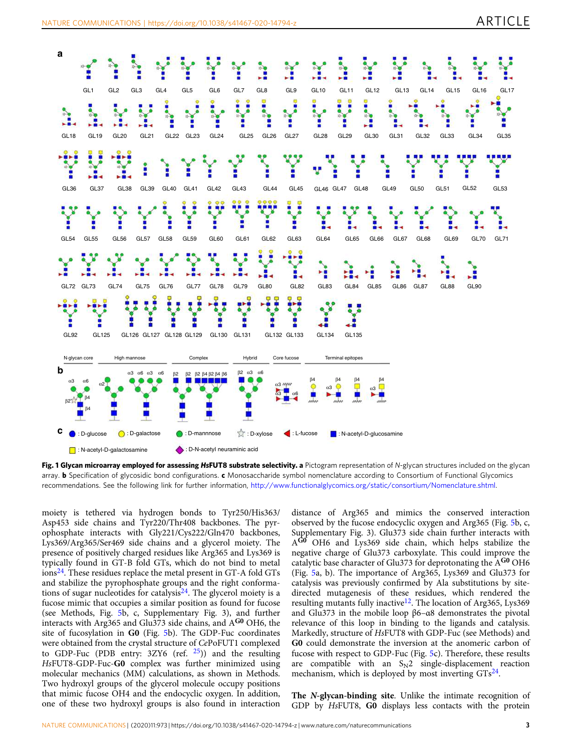**Fig. 1 Glycan microarray employed for assessing *Hs*FUT8 substrate selectivity. a** Pictogram representation of *N*-glycan structures included on the glycan array. **b** Specification of glycosidic bond configurations. **c** Monosaccharide symbol nomenclature according to Consortium of Functional Glycomics recommendations. See the following link for further information, http://www.functionalglycomics.org/static/consortium/Nomenclature.shtml.

moiety is tethered via hydrogen bonds to Tyr250/His363/Asp453 side chains and Tyr220/Thr408 backbones. The pyrophosphate interacts with Gly221/Cys222/Gln470 backbones, Lys369/Arg365/Ser469 side chains and a glycerol moiety. The presence of positively charged residues like Arg365 and Lys369 is typically found in GT-B fold GTs, which do not bind to metal ions[24]. These residues replace the metal present in GT-A fold GTs and stabilize the pyrophosphate groups and the right conformations of sugar nucleotides for catalysis[24]. The glycerol moiety is a fucose mimic that occupies a similar position as found for fucose (see Methods, Fig. 5b, c, Supplementary Fig. 3), and further interacts with Arg365 and Glu373 side chains, and $A^{G0}$ OH6, the site of fucosylation in **G0** (Fig. 5b). The GDP-Fuc coordinates were obtained from the crystal structure of *Ce*PoFUT1 complexed to GDP-Fuc (PDB entry: 3ZY6 (ref. [25])) and the resulting *Hs*FUT8-GDP-Fuc-**G0** complex was further minimized using molecular mechanics (MM) calculations, as shown in Methods. Two hydroxyl groups of the glycerol molecule occupy positions that mimic fucose OH4 and the endocyclic oxygen. In addition, one of these two hydroxyl groups is also found in interaction distance of Arg365 and mimics the conserved interaction observed by the fucose endocyclic oxygen and Arg365 (Fig. 5b, c, Supplementary Fig. 3). Glu373 side chain further interacts with $A^{G0}$ OH6 and Lys369 side chain, which helps stabilize the negative charge of Glu373 carboxylate. This could improve the catalytic base character of Glu373 for deprotonating the $A^{G0}$ OH6 (Fig. 5a, b). The importance of Arg365, Lys369 and Glu373 for catalysis was previously confirmed by Ala substitutions by site-directed mutagenesis of these residues, which rendered the resulting mutants fully inactive[12]. The location of Arg365, Lys369 and Glu373 in the mobile loop β6–α8 demonstrates the pivotal relevance of this loop in binding to the ligands and catalysis. Markedly, structure of *Hs*FUT8 with GDP-Fuc (see Methods) and **G0** could demonstrate the inversion at the anomeric carbon of fucose with respect to GDP-Fuc (Fig. 5c). Therefore, these results are compatible with an $S_N2$ single-displacement reaction mechanism, which is deployed by most inverting GTs[24].

**The *N*-glycan-binding site**. Unlike the intimate recognition of GDP by *Hs*FUT8, **G0** displays less contacts with the protein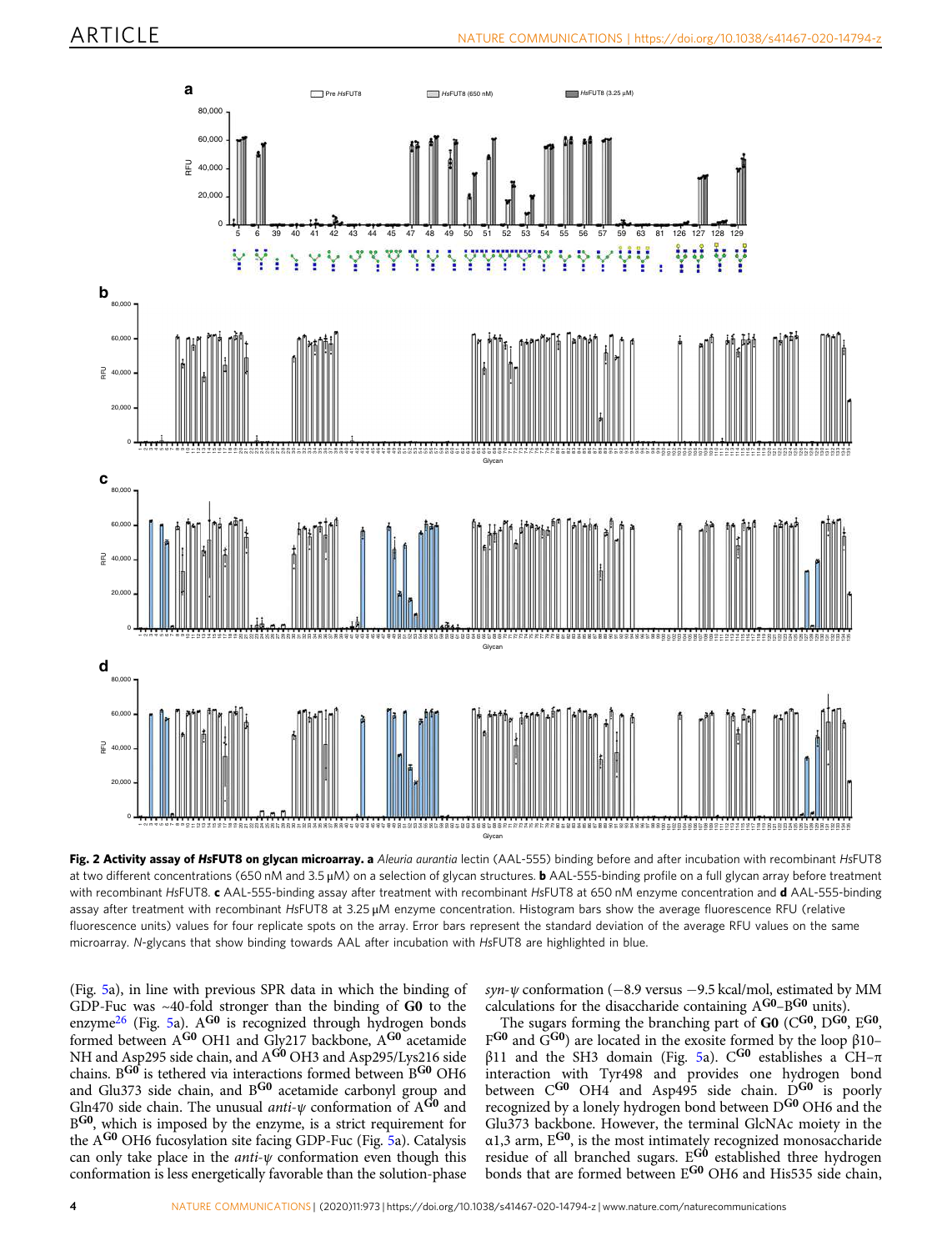**Fig. 2 Activity assay of *Hs*FUT8 on glycan microarray. a** *Aleuria aurantia* lectin (AAL-555) binding before and after incubation with recombinant *Hs*FUT8 at two different concentrations (650 nM and 3.5 μM) on a selection of glycan structures. **b** AAL-555-binding profile on a full glycan array before treatment with recombinant *Hs*FUT8. **c** AAL-555-binding assay after treatment with recombinant *Hs*FUT8 at 650 nM enzyme concentration and **d** AAL-555-binding assay after treatment with recombinant *Hs*FUT8 at 3.25 μM enzyme concentration. Histogram bars show the average fluorescence RFU (relative fluorescence units) values for four replicate spots on the array. Error bars represent the standard deviation of the average RFU values on the same microarray. *N*-glycans that show binding towards AAL after incubation with *Hs*FUT8 are highlighted in blue.

(Fig. 5a), in line with previous SPR data in which the binding of GDP-Fuc was ~40-fold stronger than the binding of **G0** to the enzyme[26] (Fig. 5a). $A^{G0}$ is recognized through hydrogen bonds formed between $A^{G0}$ OH1 and Gly217 backbone, $A^{G0}$ acetamide NH and Asp295 side chain, and $A^{G0}$ OH3 and Asp295/Lys216 side chains. $B^{G0}$ is tethered via interactions formed between $B^{G0}$ OH6 and Glu373 side chain, and $B^{G0}$ acetamide carbonyl group and Gln470 side chain. The unusual *anti-ψ* conformation of $A^{G0}$ and $B^{G0}$, which is imposed by the enzyme, is a strict requirement for the $A^{G0}$ OH6 fucosylation site facing GDP-Fuc (Fig. 5a). Catalysis can only take place in the *anti-ψ* conformation even though this conformation is less energetically favorable than the solution-phase *syn-ψ* conformation (−8.9 versus −9.5 kcal/mol, estimated by MM calculations for the disaccharide containing $A^{G0}$–$B^{G0}$ units).

The sugars forming the branching part of **G0** ($C^{G0}$, $D^{G0}$, $E^{G0}$, $F^{G0}$ and $G^{G0}$) are located in the exosite formed by the loop β10–β11 and the SH3 domain (Fig. 5a). $C^{G0}$ establishes a CH–π interaction with Tyr498 and provides one hydrogen bond between $C^{G0}$ OH4 and Asp495 side chain. $D^{G0}$ is poorly recognized by a lonely hydrogen bond between $D^{G0}$ OH6 and the Glu373 backbone. However, the terminal GlcNAc moiety in the α1,3 arm, $E^{G0}$, is the most intimately recognized monosaccharide residue of all branched sugars. $E^{G0}$ established three hydrogen bonds that are formed between $E^{G0}$ OH6 and His535 side chain,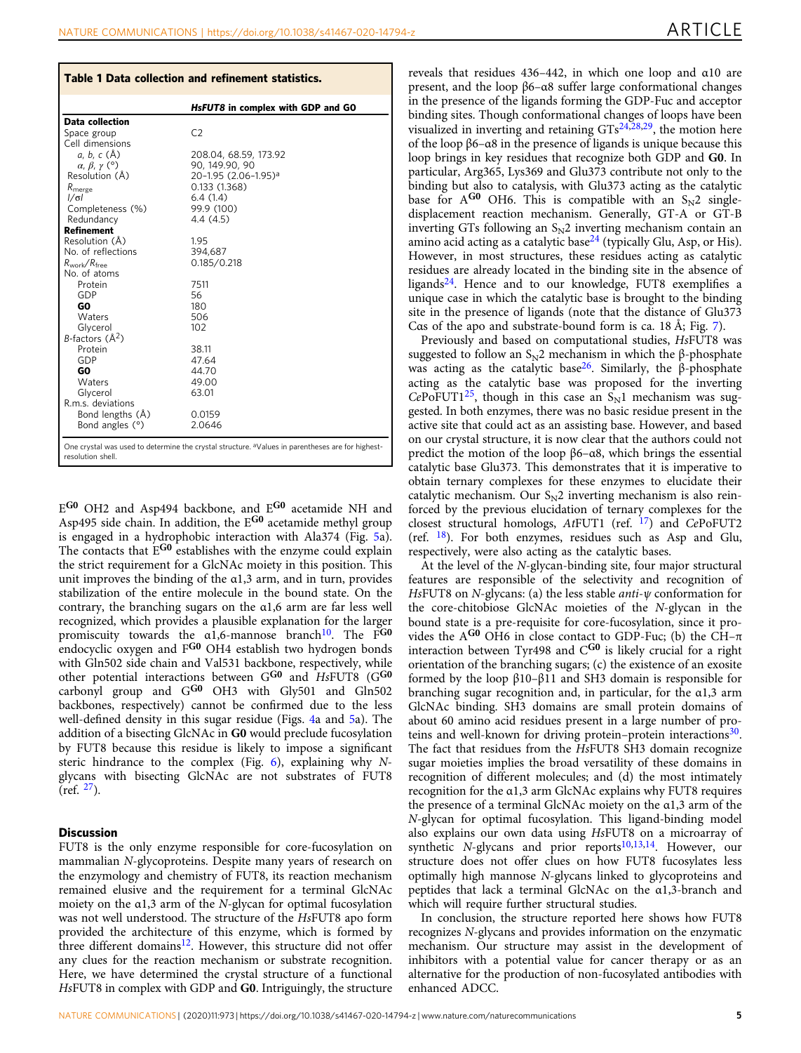**Table 1 Data collection and refinement statistics.**

| | *HsFUT8* in complex with GDP and G0 |
|---|---|
| **Data collection** | |
| Space group | C2 |
| Cell dimensions | |
| *a, b, c* (Å) | 208.04, 68.59, 173.92 |
| *α, β, γ* (°) | 90, 149.90, 90 |
| Resolution (Å) | 20–1.95 (2.06–1.95)[a] |
| $R_{merge}$ | 0.133 (1.368) |
| $I/\sigma I$ | 6.4 (1.4) |
| Completeness (%) | 99.9 (100) |
| Redundancy | 4.4 (4.5) |
| **Refinement** | |
| Resolution (Å) | 1.95 |
| No. of reflections | 394,687 |
| $R_{work}/R_{free}$ | 0.185/0.218 |
| No. of atoms | |
| Protein | 7511 |
| GDP | 56 |
| **G0** | 180 |
| Waters | 506 |
| Glycerol | 102 |
| *B*-factors (Å$^2$) | |
| Protein | 38.11 |
| GDP | 47.64 |
| **G0** | 44.70 |
| Waters | 49.00 |
| Glycerol | 63.01 |
| R.m.s. deviations | |
| Bond lengths (Å) | 0.0159 |
| Bond angles (°) | 2.0646 |

One crystal was used to determine the crystal structure. [a]Values in parentheses are for highest-resolution shell.

$E^{\mathbf{G0}}$ OH2 and Asp494 backbone, and $E^{\mathbf{G0}}$ acetamide NH and Asp495 side chain. In addition, the $E^{\mathbf{G0}}$ acetamide methyl group is engaged in a hydrophobic interaction with Ala374 (Fig. 5a). The contacts that $E^{\mathbf{G0}}$ establishes with the enzyme could explain the strict requirement for a GlcNAc moiety in this position. This unit improves the binding of the α1,3 arm, and in turn, provides stabilization of the entire molecule in the bound state. On the contrary, the branching sugars on the α1,6 arm are far less well recognized, which provides a plausible explanation for the larger promiscuity towards the α1,6-mannose branch[10]. The $F^{\mathbf{G0}}$ endocyclic oxygen and $F^{\mathbf{G0}}$ OH4 establish two hydrogen bonds with Gln502 side chain and Val531 backbone, respectively, while other potential interactions between $G^{\mathbf{G0}}$ and *Hs*FUT8 ($G^{\mathbf{G0}}$ carbonyl group and $G^{\mathbf{G0}}$ OH3 with Gly501 and Gln502 backbones, respectively) cannot be confirmed due to the less well-defined density in this sugar residue (Figs. 4a and 5a). The addition of a bisecting GlcNAc in **G0** would preclude fucosylation by FUT8 because this residue is likely to impose a significant steric hindrance to the complex (Fig. 6), explaining why *N*-glycans with bisecting GlcNAc are not substrates of FUT8 (ref. [27]).

## Discussion

FUT8 is the only enzyme responsible for core-fucosylation on mammalian *N*-glycoproteins. Despite many years of research on the enzymology and chemistry of FUT8, its reaction mechanism remained elusive and the requirement for a terminal GlcNAc moiety on the α1,3 arm of the *N*-glycan for optimal fucosylation was not well understood. The structure of the *Hs*FUT8 apo form provided the architecture of this enzyme, which is formed by three different domains[12]. However, this structure did not offer any clues for the reaction mechanism or substrate recognition. Here, we have determined the crystal structure of a functional *Hs*FUT8 in complex with GDP and **G0**. Intriguingly, the structure reveals that residues 436–442, in which one loop and α10 are present, and the loop β6–α8 suffer large conformational changes in the presence of the ligands forming the GDP-Fuc and acceptor binding sites. Though conformational changes of loops have been visualized in inverting and retaining GTs[24,28,29], the motion here of the loop β6–α8 in the presence of ligands is unique because this loop brings in key residues that recognize both GDP and **G0**. In particular, Arg365, Lys369 and Glu373 contribute not only to the binding but also to catalysis, with Glu373 acting as the catalytic base for $A^{\mathbf{G0}}$ OH6. This is compatible with an $S_N2$ single-displacement reaction mechanism. Generally, GT-A or GT-B inverting GTs following an $S_N2$ inverting mechanism contain an amino acid acting as a catalytic base[24] (typically Glu, Asp, or His). However, in most structures, these residues acting as catalytic residues are already located in the binding site in the absence of ligands[24]. Hence and to our knowledge, FUT8 exemplifies a unique case in which the catalytic base is brought to the binding site in the presence of ligands (note that the distance of Glu373 Cαs of the apo and substrate-bound form is ca. 18 Å; Fig. 7).

Previously and based on computational studies, *Hs*FUT8 was suggested to follow an $S_N2$ mechanism in which the β-phosphate was acting as the catalytic base[26]. Similarly, the β-phosphate acting as the catalytic base was proposed for the inverting *Ce*PoFUT1[25], though in this case an $S_N1$ mechanism was suggested. In both enzymes, there was no basic residue present in the active site that could act as an assisting base. However, and based on our crystal structure, it is now clear that the authors could not predict the motion of the loop β6–α8, which brings the essential catalytic base Glu373. This demonstrates that it is imperative to obtain ternary complexes for these enzymes to elucidate their catalytic mechanism. Our $S_N2$ inverting mechanism is also reinforced by the previous elucidation of ternary complexes for the closest structural homologs, *At*FUT1 (ref. [17]) and *Ce*PoFUT2 (ref. [18]). For both enzymes, residues such as Asp and Glu, respectively, were also acting as the catalytic bases.

At the level of the *N*-glycan-binding site, four major structural features are responsible of the selectivity and recognition of *Hs*FUT8 on *N*-glycans: (a) the less stable *anti-ψ* conformation for the core-chitobiose GlcNAc moieties of the *N*-glycan in the bound state is a pre-requisite for core-fucosylation, since it provides the $A^{\mathbf{G0}}$ OH6 in close contact to GDP-Fuc; (b) the CH–π interaction between Tyr498 and $C^{\mathbf{G0}}$ is likely crucial for a right orientation of the branching sugars; (c) the existence of an exosite formed by the loop β10–β11 and SH3 domain is responsible for branching sugar recognition and, in particular, for the α1,3 arm GlcNAc binding. SH3 domains are small protein domains of about 60 amino acid residues present in a large number of proteins and well-known for driving protein–protein interactions[30]. The fact that residues from the *Hs*FUT8 SH3 domain recognize sugar moieties implies the broad versatility of these domains in recognition of different molecules; and (d) the most intimately recognition for the α1,3 arm GlcNAc explains why FUT8 requires the presence of a terminal GlcNAc moiety on the α1,3 arm of the *N*-glycan for optimal fucosylation. This ligand-binding model also explains our own data using *Hs*FUT8 on a microarray of synthetic *N*-glycans and prior reports[10,13,14]. However, our structure does not offer clues on how FUT8 fucosylates less optimally high mannose *N*-glycans linked to glycoproteins and peptides that lack a terminal GlcNAc on the α1,3-branch and which will require further structural studies.

In conclusion, the structure reported here shows how FUT8 recognizes *N*-glycans and provides information on the enzymatic mechanism. Our structure may assist in the development of inhibitors with a potential value for cancer therapy or as an alternative for the production of non-fucosylated antibodies with enhanced ADCC.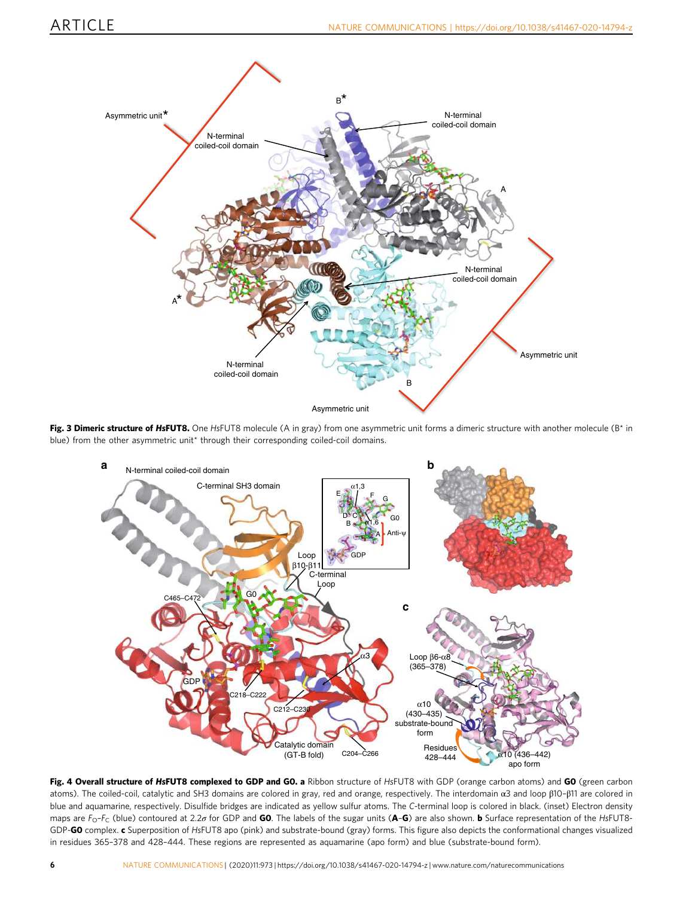**Fig. 3 Dimeric structure of *Hs*FUT8.** One *Hs*FUT8 molecule (A in gray) from one asymmetric unit forms a dimeric structure with another molecule (B* in blue) from the other asymmetric unit* through their corresponding coiled-coil domains.

**Fig. 4 Overall structure of *Hs*FUT8 complexed to GDP and G0. a** Ribbon structure of *Hs*FUT8 with GDP (orange carbon atoms) and **G0** (green carbon atoms). The coiled-coil, catalytic and SH3 domains are colored in gray, red and orange, respectively. The interdomain α3 and loop β10–β11 are colored in blue and aquamarine, respectively. Disulfide bridges are indicated as yellow sulfur atoms. The *C*-terminal loop is colored in black. (inset) Electron density maps are $F_O$–$F_C$ (blue) contoured at 2.2$\sigma$ for GDP and **G0**. The labels of the sugar units (**A**–**G**) are also shown. **b** Surface representation of the *Hs*FUT8-GDP-**G0** complex. **c** Superposition of *Hs*FUT8 apo (pink) and substrate-bound (gray) forms. This figure also depicts the conformational changes visualized in residues 365–378 and 428–444. These regions are represented as aquamarine (apo form) and blue (substrate-bound form).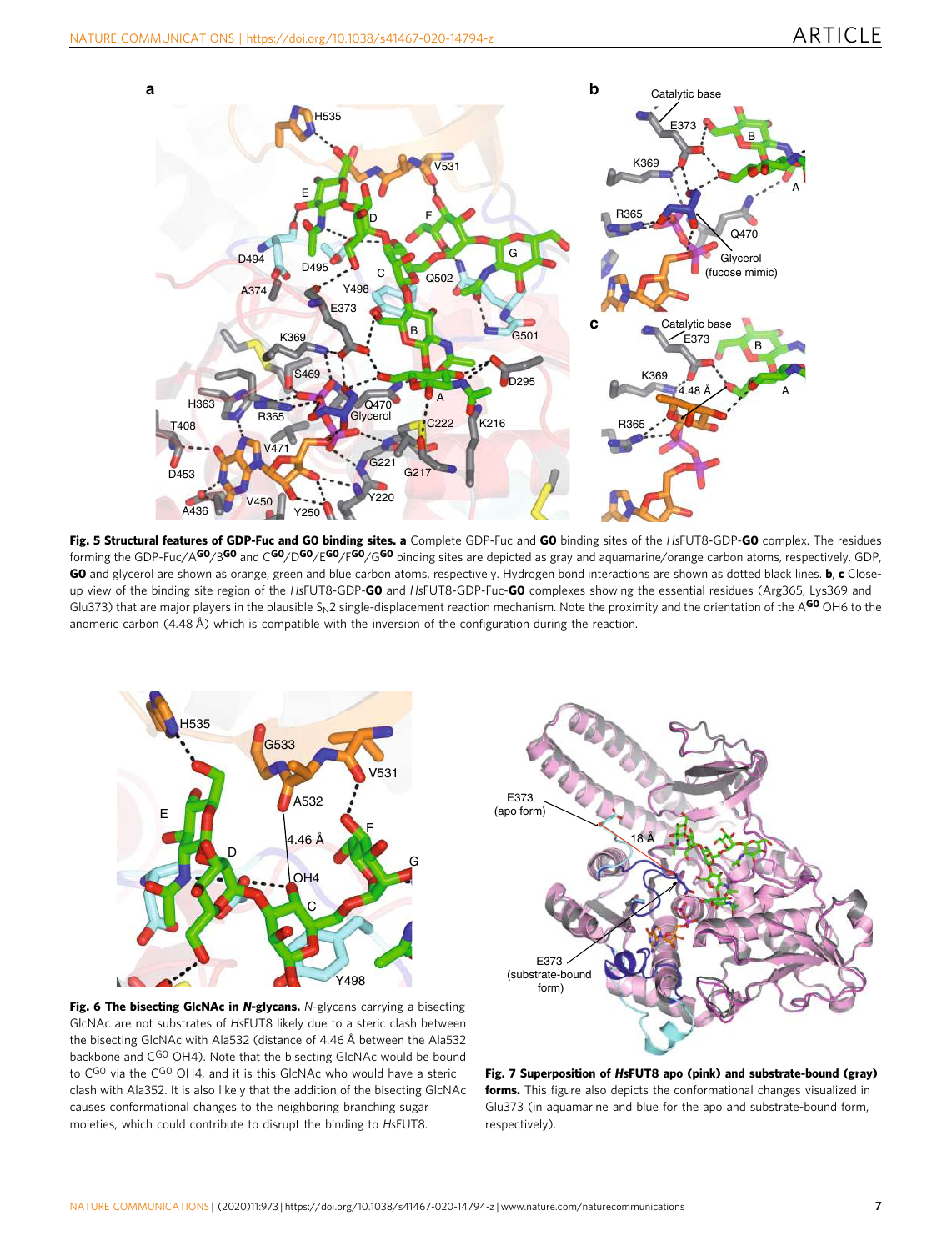**Fig. 5 Structural features of GDP-Fuc and G0 binding sites. a** Complete GDP-Fuc and **G0** binding sites of the *Hs*FUT8-GDP-**G0** complex. The residues forming the GDP-Fuc/$A^{G0}$/$B^{G0}$ and $C^{G0}$/$D^{G0}$/$E^{G0}$/$F^{G0}$/$G^{G0}$ binding sites are depicted as gray and aquamarine/orange carbon atoms, respectively. GDP, **G0** and glycerol are shown as orange, green and blue carbon atoms, respectively. Hydrogen bond interactions are shown as dotted black lines. **b**, **c** Close-up view of the binding site region of the *Hs*FUT8-GDP-**G0** and *Hs*FUT8-GDP-Fuc-**G0** complexes showing the essential residues (Arg365, Lys369 and Glu373) that are major players in the plausible $S_N2$ single-displacement reaction mechanism. Note the proximity and the orientation of the $A^{G0}$ OH6 to the anomeric carbon (4.48 Å) which is compatible with the inversion of the configuration during the reaction.

**Fig. 6 The bisecting GlcNAc in *N*-glycans.** *N*-glycans carrying a bisecting GlcNAc are not substrates of *Hs*FUT8 likely due to a steric clash between the bisecting GlcNAc with Ala532 (distance of 4.46 Å between the Ala532 backbone and $C^{G0}$ OH4). Note that the bisecting GlcNAc would be bound to $C^{G0}$ via the $C^{G0}$ OH4, and it is this GlcNAc who would have a steric clash with Ala352. It is also likely that the addition of the bisecting GlcNAc causes conformational changes to the neighboring branching sugar moieties, which could contribute to disrupt the binding to *Hs*FUT8.

**Fig. 7 Superposition of *Hs*FUT8 apo (pink) and substrate-bound (gray) forms.** This figure also depicts the conformational changes visualized in Glu373 (in aquamarine and blue for the apo and substrate-bound form, respectively).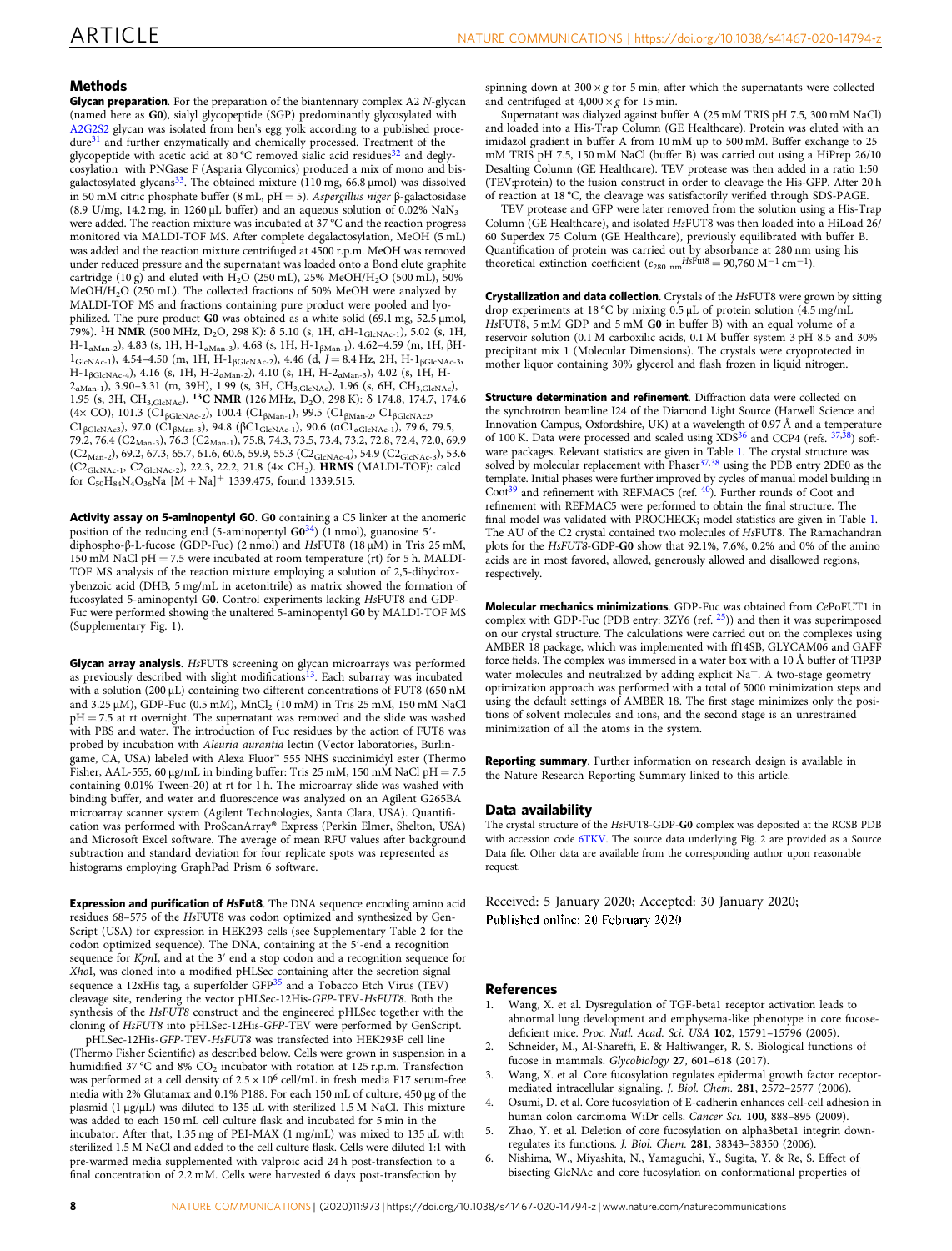## Methods

**Glycan preparation**. For the preparation of the biantennary complex A2 *N*-glycan (named here as **G0**), sialyl glycopeptide (SGP) predominantly glycosylated with A2G2S2 glycan was isolated from hen's egg yolk according to a published procedure[31] and further enzymatically and chemically processed. Treatment of the glycopeptide with acetic acid at 80 °C removed sialic acid residues[32] and deglycosylation with PNGase F (Asparia Glycomics) produced a mix of mono and bis-galactosylated glycans[33]. The obtained mixture (110 mg, 66.8 µmol) was dissolved in 50 mM citric phosphate buffer (8 mL, pH = 5). *Aspergillus niger* β-galactosidase (8.9 U/mg, 14.2 mg, in 1260 µL buffer) and an aqueous solution of 0.02% $NaN_3$ were added. The reaction mixture was incubated at 37 °C and the reaction progress monitored via MALDI-TOF MS. After complete degalactosylation, MeOH (5 mL) was added and the reaction mixture centrifuged at 4500 r.p.m. MeOH was removed under reduced pressure and the supernatant was loaded onto a Bond elute graphite cartridge (10 g) and eluted with $H_2O$ (250 mL), 25% MeOH/$H_2O$ (500 mL), 50% MeOH/$H_2O$ (250 mL). The collected fractions of 50% MeOH were analyzed by MALDI-TOF MS and fractions containing pure product were pooled and lyophilized. The pure product **G0** was obtained as a white solid (69.1 mg, 52.5 µmol, 79%). **$^1$H NMR** (500 MHz, $D_2O$, 298 K): δ 5.10 (s, 1H, α$H$-$1_{GlcNAc-1}$), 5.02 (s, 1H, H-$1_{αMan-2}$), 4.83 (s, 1H, H-$1_{αMan-3}$), 4.68 (s, 1H, H-$1_{βMan-1}$), 4.62–4.59 (m, 1H, βH-$1_{GlcNAc-1}$), 4.54–4.50 (m, 1H, H-$1_{βGlcNAc-2}$), 4.46 (d, *J* = 8.4 Hz, 2H, H-$1_{βGlcNAc-3}$, H-$1_{βGlcNAc-4}$), 4.16 (s, 1H, H-$2_{αMan-2}$), 4.10 (s, 1H, H-$2_{αMan-3}$), 4.02 (s, 1H, H-$2_{αMan-1}$), 3.90–3.31 (m, 39H), 1.99 (s, 3H, $CH_{3,GlcNAc}$), 1.96 (s, 6H, $CH_{3,GlcNAc}$), 1.95 (s, 3H, $CH_{3,GlcNAc}$). **$^{13}$C NMR** (126 MHz, $D_2O$, 298 K): δ 174.8, 174.7, 174.6 (4× CO), 101.3 ($C1_{βGlcNAc-2}$), 100.4 ($C1_{βMan-1}$), 99.5 ($C1_{βMan-2}$, $C1_{βGlcNAc2}$, $C1_{βGlcNAc3}$), 97.0 ($C1_{βMan-3}$), 94.8 (β$C1_{GlcNAc-1}$), 90.6 (α$C1_{αGlcNAc-1}$), 79.6, 79.5, 79.2, 76.4 ($C2_{Man-3}$), 76.3 ($C2_{Man-1}$), 75.8, 74.3, 73.5, 73.4, 73.2, 72.8, 72.4, 72.0, 69.9 ($C2_{Man-2}$), 69.2, 67.3, 65.7, 61.6, 60.6, 59.9, 55.3 ($C2_{GlcNAc-4}$), 54.9 ($C2_{GlcNAc-3}$), 53.6 ($C2_{GlcNAc-1}$, $C2_{GlcNAc-2}$), 22.3, 22.2, 21.8 (4× $CH_3$). **HRMS** (MALDI-TOF): calcd for $C_{50}H_{84}N_4O_{36}Na$ $[M + Na]^+$ 1339.475, found 1339.515.

**Activity assay on 5-aminopentyl G0**. **G0** containing a C5 linker at the anomeric position of the reducing end (5-aminopentyl **G0**[34]) (1 nmol), guanosine 5′-diphospho-β-L-fucose (GDP-Fuc) (2 nmol) and *Hs*FUT8 (18 µM) in Tris 25 mM, 150 mM NaCl pH = 7.5 were incubated at room temperature (rt) for 5 h. MALDI-TOF MS analysis of the reaction mixture employing a solution of 2,5-dihydroxybenzoic acid (DHB, 5 mg/mL in acetonitrile) as matrix showed the formation of fucosylated 5-aminopentyl **G0**. Control experiments lacking *Hs*FUT8 and GDP-Fuc were performed showing the unaltered 5-aminopentyl **G0** by MALDI-TOF MS (Supplementary Fig. 1).

**Glycan array analysis**. *Hs*FUT8 screening on glycan microarrays was performed as previously described with slight modifications[13]. Each subarray was incubated with a solution (200 µL) containing two different concentrations of FUT8 (650 nM and 3.25 µM), GDP-Fuc (0.5 mM), $MnCl_2$ (10 mM) in Tris 25 mM, 150 mM NaCl pH = 7.5 at rt overnight. The supernatant was removed and the slide was washed with PBS and water. The introduction of Fuc residues by the action of FUT8 was probed by incubation with *Aleuria aurantia* lectin (Vector laboratories, Burlingame, CA, USA) labeled with Alexa Fluor™ 555 NHS succinimidyl ester (Thermo Fisher, AAL-555, 60 µg/mL in binding buffer: Tris 25 mM, 150 mM NaCl pH = 7.5 containing 0.01% Tween-20) at rt for 1 h. The microarray slide was washed with binding buffer, and water and fluorescence was analyzed on an Agilent G265BA microarray scanner system (Agilent Technologies, Santa Clara, USA). Quantification was performed with ProScanArray® Express (Perkin Elmer, Shelton, USA) and Microsoft Excel software. The average of mean RFU values after background subtraction and standard deviation for four replicate spots was represented as histograms employing GraphPad Prism 6 software.

**Expression and purification of *Hs*Fut8**. The DNA sequence encoding amino acid residues 68–575 of the *Hs*FUT8 was codon optimized and synthesized by GenScript (USA) for expression in HEK293 cells (see Supplementary Table 2 for the codon optimized sequence). The DNA, containing at the 5′-end a recognition sequence for *Kpn*I, and at the 3′ end a stop codon and a recognition sequence for *Xho*I, was cloned into a modified pHLSec containing after the secretion signal sequence a 12xHis tag, a superfolder GFP[35] and a Tobacco Etch Virus (TEV) cleavage site, rendering the vector pHLSec-12His-*GFP*-TEV-*HsFUT8*. Both the synthesis of the *HsFUT8* construct and the engineered pHLSec together with the cloning of *HsFUT8* into pHLSec-12His-*GFP*-TEV were performed by GenScript.

pHLSec-12His-*GFP*-TEV-*HsFUT8* was transfected into HEK293F cell line (Thermo Fisher Scientific) as described below. Cells were grown in suspension in a humidified 37 °C and 8% $CO_2$ incubator with rotation at 125 r.p.m. Transfection was performed at a cell density of $2.5 \times 10^6$ cell/mL in fresh media F17 serum-free media with 2% Glutamax and 0.1% P188. For each 150 mL of culture, 450 µg of the plasmid (1 µg/µL) was diluted to 135 µL with sterilized 1.5 M NaCl. This mixture was added to each 150 mL cell culture flask and incubated for 5 min in the incubator. After that, 1.35 mg of PEI-MAX (1 mg/mL) was mixed to 135 µL with sterilized 1.5 M NaCl and added to the cell culture flask. Cells were diluted 1:1 with pre-warmed media supplemented with valproic acid 24 h post-transfection to a final concentration of 2.2 mM. Cells were harvested 6 days post-transfection by spinning down at 300 × *g* for 5 min, after which the supernatants were collected and centrifuged at 4,000 × *g* for 15 min.

Supernatant was dialyzed against buffer A (25 mM TRIS pH 7.5, 300 mM NaCl) and loaded into a His-Trap Column (GE Healthcare). Protein was eluted with an imidazol gradient in buffer A from 10 mM up to 500 mM. Buffer exchange to 25 mM TRIS pH 7.5, 150 mM NaCl (buffer B) was carried out using a HiPrep 26/10 Desalting Column (GE Healthcare). TEV protease was then added in a ratio 1:50 (TEV:protein) to the fusion construct in order to cleavage the His-GFP. After 20 h of reaction at 18 °C, the cleavage was satisfactorily verified through SDS-PAGE.

TEV protease and GFP were later removed from the solution using a His-Trap Column (GE Healthcare), and isolated *Hs*FUT8 was then loaded into a HiLoad 26/60 Superdex 75 Colum (GE Healthcare), previously equilibrated with buffer B. Quantification of protein was carried out by absorbance at 280 nm using his theoretical extinction coefficient ($\varepsilon_{280\ nm}{}^{HsFut8} = 90{,}760\ M^{-1}\ cm^{-1}$).

**Crystallization and data collection**. Crystals of the *Hs*FUT8 were grown by sitting drop experiments at 18 °C by mixing 0.5 µL of protein solution (4.5 mg/mL *Hs*FUT8, 5 mM GDP and 5 mM **G0** in buffer B) with an equal volume of a reservoir solution (0.1 M carboxilic acids, 0.1 M buffer system 3 pH 8.5 and 30% precipitant mix 1 (Molecular Dimensions). The crystals were cryoprotected in mother liquor containing 30% glycerol and flash frozen in liquid nitrogen.

**Structure determination and refinement**. Diffraction data were collected on the synchrotron beamline I24 of the Diamond Light Source (Harwell Science and Innovation Campus, Oxfordshire, UK) at a wavelength of 0.97 Å and a temperature of 100 K. Data were processed and scaled using XDS[36] and CCP4 (refs. [37,38]) software packages. Relevant statistics are given in Table 1. The crystal structure was solved by molecular replacement with Phaser[37,38] using the PDB entry 2DE0 as the template. Initial phases were further improved by cycles of manual model building in Coot[39] and refinement with REFMAC5 (ref. [40]). Further rounds of Coot and refinement with REFMAC5 were performed to obtain the final structure. The final model was validated with PROCHECK; model statistics are given in Table 1. The AU of the C2 crystal contained two molecules of *Hs*FUT8. The Ramachandran plots for the *HsFUT8*-GDP-**G0** show that 92.1%, 7.6%, 0.2% and 0% of the amino acids are in most favored, allowed, generously allowed and disallowed regions, respectively.

**Molecular mechanics minimizations**. GDP-Fuc was obtained from *Ce*PoFUT1 in complex with GDP-Fuc (PDB entry: 3ZY6 (ref. [25])) and then it was superimposed on our crystal structure. The calculations were carried out on the complexes using AMBER 18 package, which was implemented with ff14SB, GLYCAM06 and GAFF force fields. The complex was immersed in a water box with a 10 Å buffer of TIP3P water molecules and neutralized by adding explicit $Na^+$. A two-stage geometry optimization approach was performed with a total of 5000 minimization steps and using the default settings of AMBER 18. The first stage minimizes only the positions of solvent molecules and ions, and the second stage is an unrestrained minimization of all the atoms in the system.

**Reporting summary**. Further information on research design is available in the Nature Research Reporting Summary linked to this article.

## Data availability

The crystal structure of the *Hs*FUT8-GDP-**G0** complex was deposited at the RCSB PDB with accession code 6TKV. The source data underlying Fig. 2 are provided as a Source Data file. Other data are available from the corresponding author upon reasonable request.

Received: 5 January 2020; Accepted: 30 January 2020;
Published online: 20 February 2020

## References

1. Wang, X. et al. Dysregulation of TGF-beta1 receptor activation leads to abnormal lung development and emphysema-like phenotype in core fucose-deficient mice. *Proc. Natl. Acad. Sci. USA* **102**, 15791–15796 (2005).
2. Schneider, M., Al-Shareffi, E. & Haltiwanger, R. S. Biological functions of fucose in mammals. *Glycobiology* **27**, 601–618 (2017).
3. Wang, X. et al. Core fucosylation regulates epidermal growth factor receptor-mediated intracellular signaling. *J. Biol. Chem.* **281**, 2572–2577 (2006).
4. Osumi, D. et al. Core fucosylation of E-cadherin enhances cell-cell adhesion in human colon carcinoma WiDr cells. *Cancer Sci.* **100**, 888–895 (2009).
5. Zhao, Y. et al. Deletion of core fucosylation on alpha3beta1 integrin down-regulates its functions. *J. Biol. Chem.* **281**, 38343–38350 (2006).
6. Nishima, W., Miyashita, N., Yamaguchi, Y., Sugita, Y. & Re, S. Effect of bisecting GlcNAc and core fucosylation on conformational properties of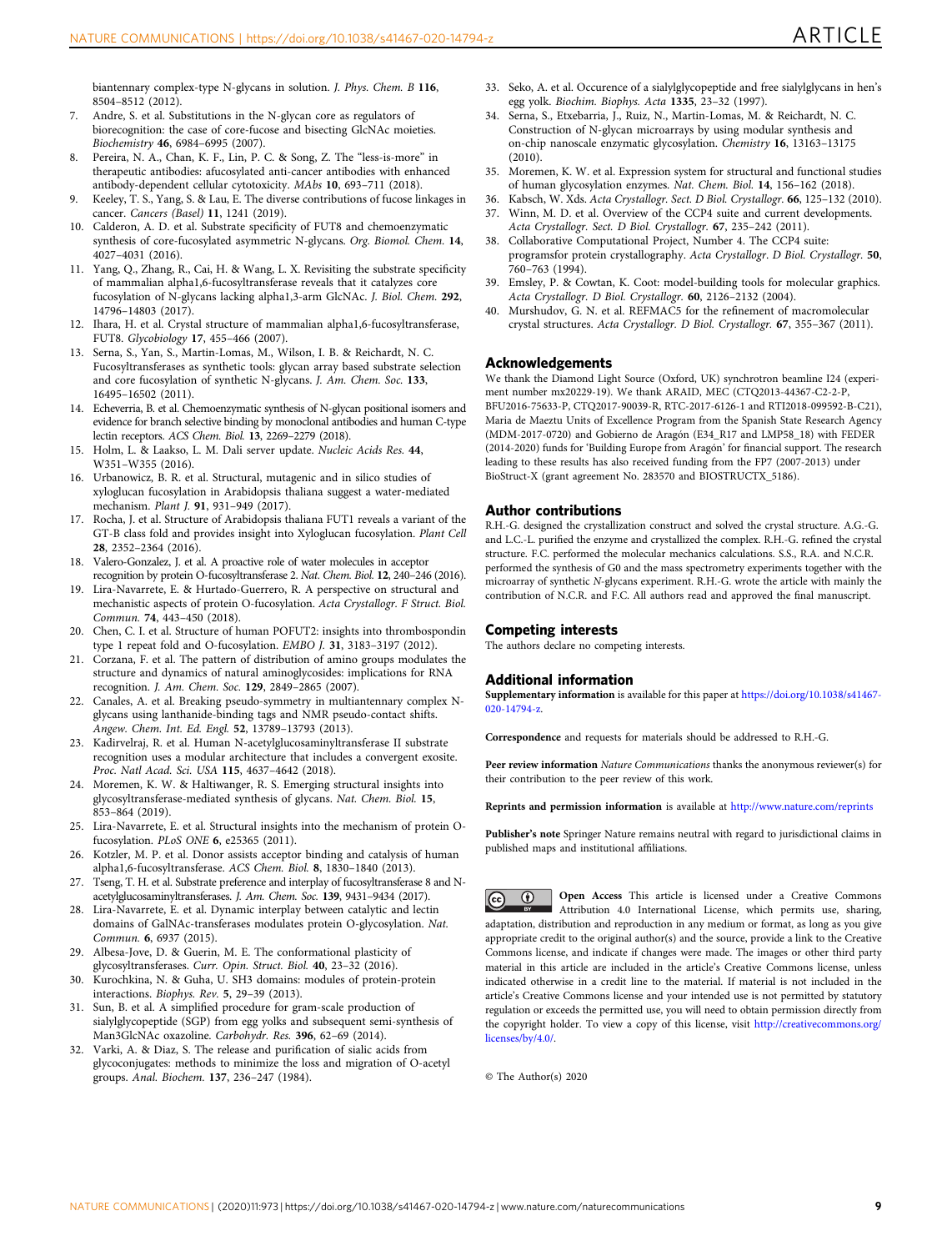biantennary complex-type N-glycans in solution. *J. Phys. Chem. B* **116**, 8504–8512 (2012).

7. Andre, S. et al. Substitutions in the N-glycan core as regulators of biorecognition: the case of core-fucose and bisecting GlcNAc moieties. *Biochemistry* **46**, 6984–6995 (2007).
8. Pereira, N. A., Chan, K. F., Lin, P. C. & Song, Z. The "less-is-more" in therapeutic antibodies: afucosylated anti-cancer antibodies with enhanced antibody-dependent cellular cytotoxicity. *MAbs* **10**, 693–711 (2018).
9. Keeley, T. S., Yang, S. & Lau, E. The diverse contributions of fucose linkages in cancer. *Cancers (Basel)* **11**, 1241 (2019).
10. Calderon, A. D. et al. Substrate specificity of FUT8 and chemoenzymatic synthesis of core-fucosylated asymmetric N-glycans. *Org. Biomol. Chem.* **14**, 4027–4031 (2016).
11. Yang, Q., Zhang, R., Cai, H. & Wang, L. X. Revisiting the substrate specificity of mammalian alpha1,6-fucosyltransferase reveals that it catalyzes core fucosylation of N-glycans lacking alpha1,3-arm GlcNAc. *J. Biol. Chem.* **292**, 14796–14803 (2017).
12. Ihara, H. et al. Crystal structure of mammalian alpha1,6-fucosyltransferase, FUT8. *Glycobiology* **17**, 455–466 (2007).
13. Serna, S., Yan, S., Martin-Lomas, M., Wilson, I. B. & Reichardt, N. C. Fucosyltransferases as synthetic tools: glycan array based substrate selection and core fucosylation of synthetic N-glycans. *J. Am. Chem. Soc.* **133**, 16495–16502 (2011).
14. Echeverria, B. et al. Chemoenzymatic synthesis of N-glycan positional isomers and evidence for branch selective binding by monoclonal antibodies and human C-type lectin receptors. *ACS Chem. Biol.* **13**, 2269–2279 (2018).
15. Holm, L. & Laakso, L. M. Dali server update. *Nucleic Acids Res.* **44**, W351–W355 (2016).
16. Urbanowicz, B. R. et al. Structural, mutagenic and in silico studies of xyloglucan fucosylation in Arabidopsis thaliana suggest a water-mediated mechanism. *Plant J.* **91**, 931–949 (2017).
17. Rocha, J. et al. Structure of Arabidopsis thaliana FUT1 reveals a variant of the GT-B class fold and provides insight into Xyloglucan fucosylation. *Plant Cell* **28**, 2352–2364 (2016).
18. Valero-Gonzalez, J. et al. A proactive role of water molecules in acceptor recognition by protein O-fucosyltransferase 2. *Nat. Chem. Biol.* **12**, 240–246 (2016).
19. Lira-Navarrete, E. & Hurtado-Guerrero, R. A perspective on structural and mechanistic aspects of protein O-fucosylation. *Acta Crystallogr. F Struct. Biol. Commun.* **74**, 443–450 (2018).
20. Chen, C. I. et al. Structure of human POFUT2: insights into thrombospondin type 1 repeat fold and O-fucosylation. *EMBO J.* **31**, 3183–3197 (2012).
21. Corzana, F. et al. The pattern of distribution of amino groups modulates the structure and dynamics of natural aminoglycosides: implications for RNA recognition. *J. Am. Chem. Soc.* **129**, 2849–2865 (2007).
22. Canales, A. et al. Breaking pseudo-symmetry in multiantennary complex N-glycans using lanthanide-binding tags and NMR pseudo-contact shifts. *Angew. Chem. Int. Ed. Engl.* **52**, 13789–13793 (2013).
23. Kadirvelraj, R. et al. Human N-acetylglucosaminyltransferase II substrate recognition uses a modular architecture that includes a convergent exosite. *Proc. Natl Acad. Sci. USA* **115**, 4637–4642 (2018).
24. Moremen, K. W. & Haltiwanger, R. S. Emerging structural insights into glycosyltransferase-mediated synthesis of glycans. *Nat. Chem. Biol.* **15**, 853–864 (2019).
25. Lira-Navarrete, E. et al. Structural insights into the mechanism of protein O-fucosylation. *PLoS ONE* **6**, e25365 (2011).
26. Kotzler, M. P. et al. Donor assists acceptor binding and catalysis of human alpha1,6-fucosyltransferase. *ACS Chem. Biol.* **8**, 1830–1840 (2013).
27. Tseng, T. H. et al. Substrate preference and interplay of fucosyltransferase 8 and N-acetylglucosaminyltransferases. *J. Am. Chem. Soc.* **139**, 9431–9434 (2017).
28. Lira-Navarrete, E. et al. Dynamic interplay between catalytic and lectin domains of GalNAc-transferases modulates protein O-glycosylation. *Nat. Commun.* **6**, 6937 (2015).
29. Albesa-Jove, D. & Guerin, M. E. The conformational plasticity of glycosyltransferases. *Curr. Opin. Struct. Biol.* **40**, 23–32 (2016).
30. Kurochkina, N. & Guha, U. SH3 domains: modules of protein-protein interactions. *Biophys. Rev.* **5**, 29–39 (2013).
31. Sun, B. et al. A simplified procedure for gram-scale production of sialylglycopeptide (SGP) from egg yolks and subsequent semi-synthesis of Man3GlcNAc oxazoline. *Carbohydr. Res.* **396**, 62–69 (2014).
32. Varki, A. & Diaz, S. The release and purification of sialic acids from glycoconjugates: methods to minimize the loss and migration of O-acetyl groups. *Anal. Biochem.* **137**, 236–247 (1984).
33. Seko, A. et al. Occurence of a sialylglycopeptide and free sialylglycans in hen's egg yolk. *Biochim. Biophys. Acta* **1335**, 23–32 (1997).
34. Serna, S., Etxebarria, J., Ruiz, N., Martin-Lomas, M. & Reichardt, N. C. Construction of N-glycan microarrays by using modular synthesis and on-chip nanoscale enzymatic glycosylation. *Chemistry* **16**, 13163–13175 (2010).
35. Moremen, K. W. et al. Expression system for structural and functional studies of human glycosylation enzymes. *Nat. Chem. Biol.* **14**, 156–162 (2018).
36. Kabsch, W. Xds. *Acta Crystallogr. Sect. D Biol. Crystallogr.* **66**, 125–132 (2010).
37. Winn, M. D. et al. Overview of the CCP4 suite and current developments. *Acta Crystallogr. Sect. D Biol. Crystallogr.* **67**, 235–242 (2011).
38. Collaborative Computational Project, Number 4. The CCP4 suite: programsfor protein crystallography. *Acta Crystallogr. D Biol. Crystallogr.* **50**, 760–763 (1994).
39. Emsley, P. & Cowtan, K. Coot: model-building tools for molecular graphics. *Acta Crystallogr. D Biol. Crystallogr.* **60**, 2126–2132 (2004).
40. Murshudov, G. N. et al. REFMAC5 for the refinement of macromolecular crystal structures. *Acta Crystallogr. D Biol. Crystallogr.* **67**, 355–367 (2011).

## Acknowledgements

We thank the Diamond Light Source (Oxford, UK) synchrotron beamline I24 (experiment number mx20229-19). We thank ARAID, MEC (CTQ2013-44367-C2-2-P, BFU2016-75633-P, CTQ2017-90039-R, RTC-2017-6126-1 and RTI2018-099592-B-C21), Maria de Maeztu Units of Excellence Program from the Spanish State Research Agency (MDM-2017-0720) and Gobierno de Aragón (E34_R17 and LMP58_18) with FEDER (2014-2020) funds for 'Building Europe from Aragón' for financial support. The research leading to these results has also received funding from the FP7 (2007-2013) under BioStruct-X (grant agreement No. 283570 and BIOSTRUCTX_5186).

## Author contributions

R.H.-G. designed the crystallization construct and solved the crystal structure. A.G.-G. and L.C.-L. purified the enzyme and crystallized the complex. R.H.-G. refined the crystal structure. F.C. performed the molecular mechanics calculations. S.S., R.A. and N.C.R. performed the synthesis of G0 and the mass spectrometry experiments together with the microarray of synthetic *N*-glycans experiment. R.H.-G. wrote the article with mainly the contribution of N.C.R. and F.C. All authors read and approved the final manuscript.

## Competing interests

The authors declare no competing interests.

## Additional information

**Supplementary information** is available for this paper at https://doi.org/10.1038/s41467-020-14794-z.

**Correspondence** and requests for materials should be addressed to R.H.-G.

**Peer review information** *Nature Communications* thanks the anonymous reviewer(s) for their contribution to the peer review of this work.

**Reprints and permission information** is available at http://www.nature.com/reprints

**Publisher's note** Springer Nature remains neutral with regard to jurisdictional claims in published maps and institutional affiliations.

**Open Access** This article is licensed under a Creative Commons Attribution 4.0 International License, which permits use, sharing, adaptation, distribution and reproduction in any medium or format, as long as you give appropriate credit to the original author(s) and the source, provide a link to the Creative Commons license, and indicate if changes were made. The images or other third party material in this article are included in the article's Creative Commons license, unless indicated otherwise in a credit line to the material. If material is not included in the article's Creative Commons license and your intended use is not permitted by statutory regulation or exceeds the permitted use, you will need to obtain permission directly from the copyright holder. To view a copy of this license, visit http://creativecommons.org/licenses/by/4.0/.

© The Author(s) 2020